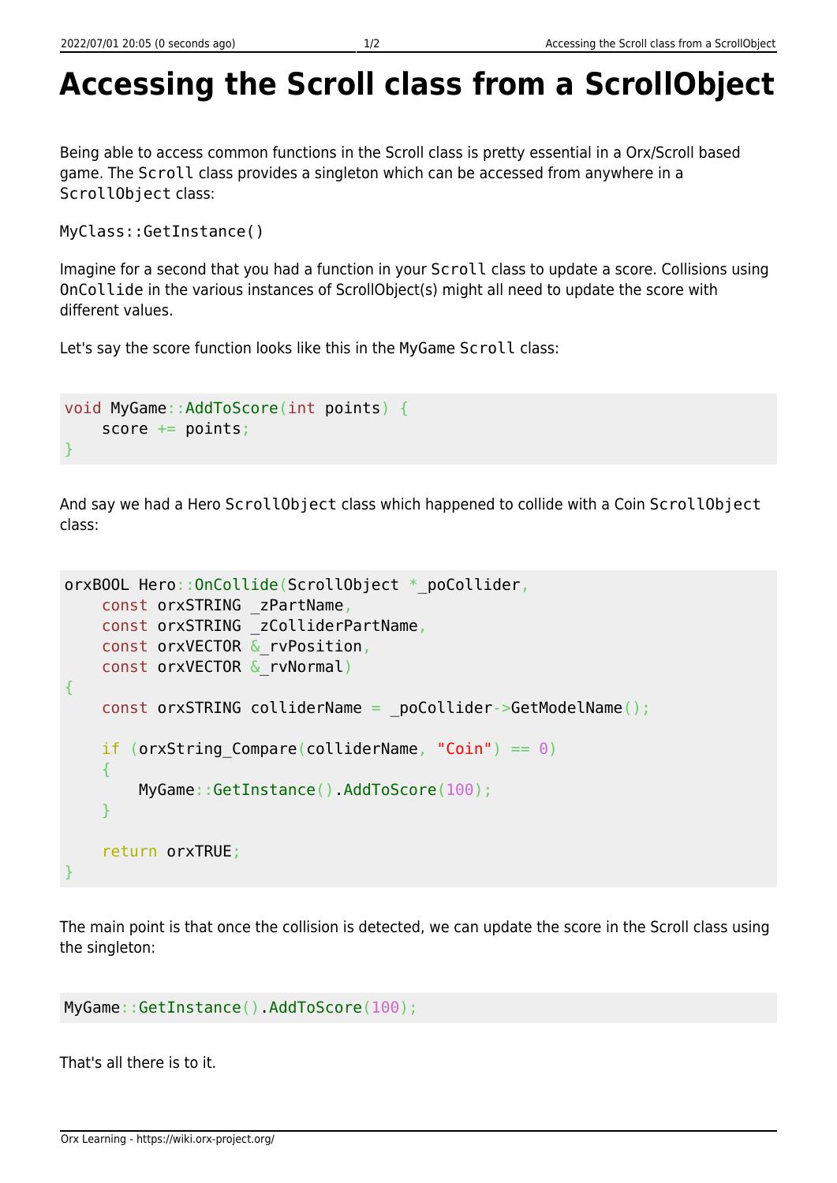# Accessing the Scroll class from a ScrollObject

Being able to access common functions in the Scroll class is pretty essential in a Orx/Scroll based game. The `Scroll` class provides a singleton which can be accessed from anywhere in a `ScrollObject` class:

```
MyClass::GetInstance()
```

Imagine for a second that you had a function in your `Scroll` class to update a score. Collisions using `OnCollide` in the various instances of ScrollObject(s) might all need to update the score with different values.

Let's say the score function looks like this in the `MyGame` `Scroll` class:

```
void MyGame::AddToScore(int points) {
    score += points;
}
```

And say we had a Hero `ScrollObject` class which happened to collide with a Coin `ScrollObject` class:

```
orxBOOL Hero::OnCollide(ScrollObject *_poCollider,
    const orxSTRING _zPartName,
    const orxSTRING _zColliderPartName,
    const orxVECTOR &_rvPosition,
    const orxVECTOR &_rvNormal)
{
    const orxSTRING colliderName = _poCollider->GetModelName();

    if (orxString_Compare(colliderName, "Coin") == 0)
    {
        MyGame::GetInstance().AddToScore(100);
    }

    return orxTRUE;
}
```

The main point is that once the collision is detected, we can update the score in the Scroll class using the singleton:

```
MyGame::GetInstance().AddToScore(100);
```

That's all there is to it.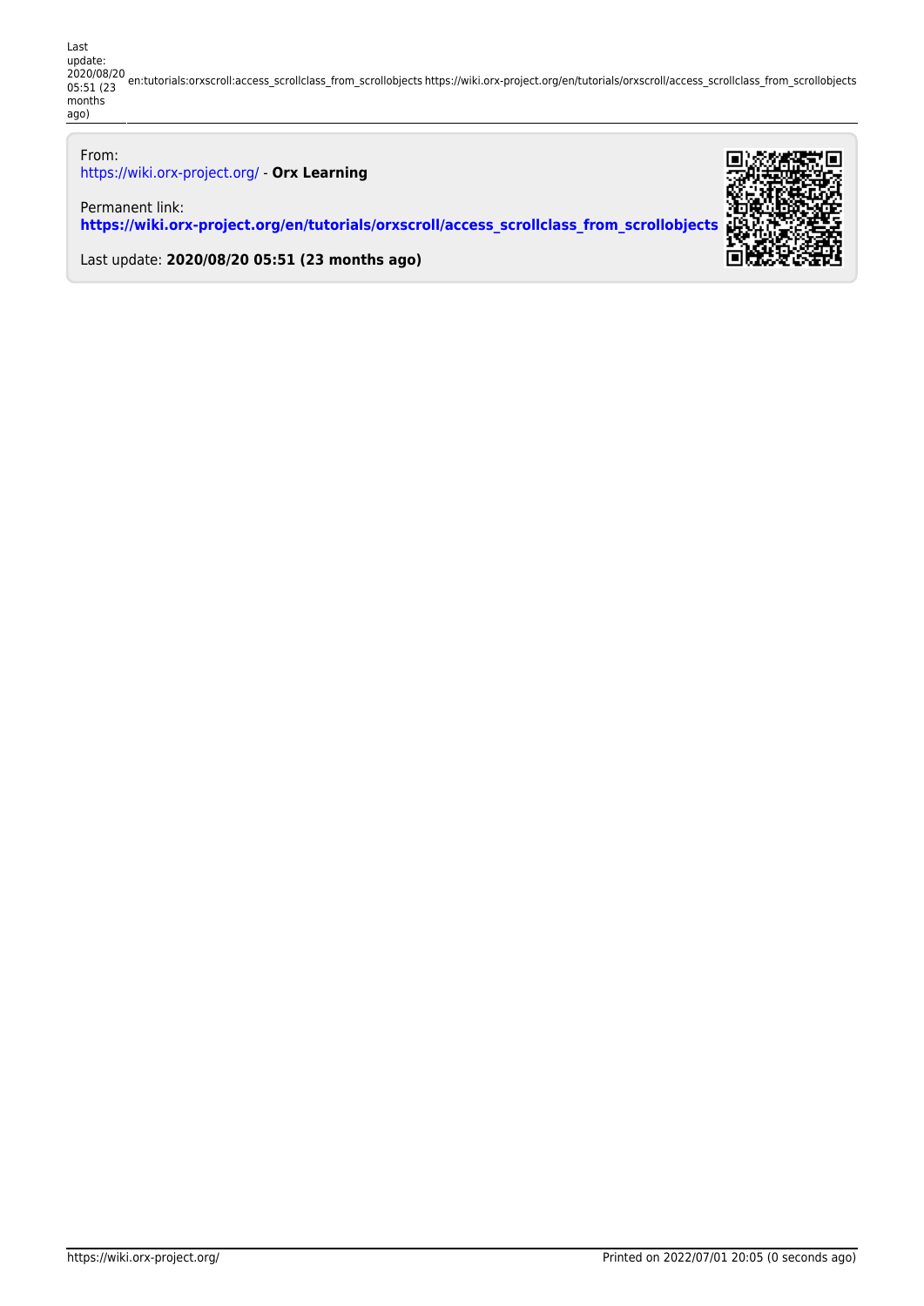From:
https://wiki.orx-project.org/ - **Orx Learning**

Permanent link:
**https://wiki.orx-project.org/en/tutorials/orxscroll/access_scrollclass_from_scrollobjects**

Last update: **2020/08/20 05:51 (23 months ago)**